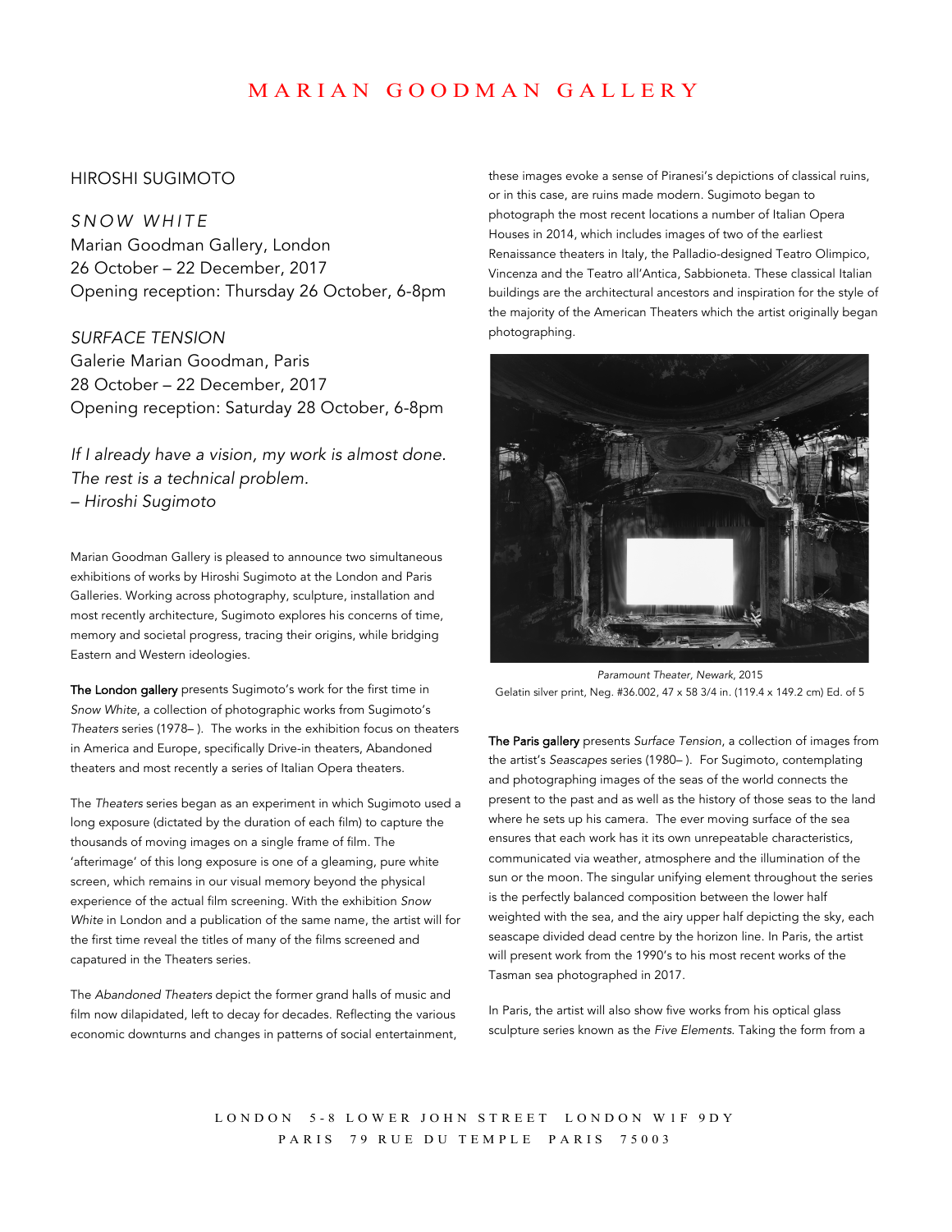# MARIAN GOODMAN GALLERY

## HIROSHI SUGIMOTO

*SNOW WHITE*
Marian Goodman Gallery, London
26 October – 22 December, 2017
Opening reception: Thursday 26 October, 6-8pm

*SURFACE TENSION*
Galerie Marian Goodman, Paris
28 October – 22 December, 2017
Opening reception: Saturday 28 October, 6-8pm

*If I already have a vision, my work is almost done.*
*The rest is a technical problem.*
*– Hiroshi Sugimoto*

Marian Goodman Gallery is pleased to announce two simultaneous exhibitions of works by Hiroshi Sugimoto at the London and Paris Galleries. Working across photography, sculpture, installation and most recently architecture, Sugimoto explores his concerns of time, memory and societal progress, tracing their origins, while bridging Eastern and Western ideologies.

**The London gallery** presents Sugimoto's work for the first time in *Snow White*, a collection of photographic works from Sugimoto's *Theaters* series (1978– ). The works in the exhibition focus on theaters in America and Europe, specifically Drive-in theaters, Abandoned theaters and most recently a series of Italian Opera theaters.

The *Theaters* series began as an experiment in which Sugimoto used a long exposure (dictated by the duration of each film) to capture the thousands of moving images on a single frame of film. The 'afterimage' of this long exposure is one of a gleaming, pure white screen, which remains in our visual memory beyond the physical experience of the actual film screening. With the exhibition *Snow White* in London and a publication of the same name, the artist will for the first time reveal the titles of many of the films screened and capatured in the Theaters series.

The *Abandoned Theaters* depict the former grand halls of music and film now dilapidated, left to decay for decades. Reflecting the various economic downturns and changes in patterns of social entertainment, these images evoke a sense of Piranesi's depictions of classical ruins, or in this case, are ruins made modern. Sugimoto began to photograph the most recent locations a number of Italian Opera Houses in 2014, which includes images of two of the earliest Renaissance theaters in Italy, the Palladio-designed Teatro Olimpico, Vincenza and the Teatro all'Antica, Sabbioneta. These classical Italian buildings are the architectural ancestors and inspiration for the style of the majority of the American Theaters which the artist originally began photographing.

*Paramount Theater, Newark*, 2015
Gelatin silver print, Neg. #36.002, 47 x 58 3/4 in. (119.4 x 149.2 cm) Ed. of 5

**The Paris gallery** presents *Surface Tension*, a collection of images from the artist's *Seascapes* series (1980– ). For Sugimoto, contemplating and photographing images of the seas of the world connects the present to the past and as well as the history of those seas to the land where he sets up his camera. The ever moving surface of the sea ensures that each work has it its own unrepeatable characteristics, communicated via weather, atmosphere and the illumination of the sun or the moon. The singular unifying element throughout the series is the perfectly balanced composition between the lower half weighted with the sea, and the airy upper half depicting the sky, each seascape divided dead centre by the horizon line. In Paris, the artist will present work from the 1990's to his most recent works of the Tasman sea photographed in 2017.

In Paris, the artist will also show five works from his optical glass sculpture series known as the *Five Elements*. Taking the form from a

LONDON 5-8 LOWER JOHN STREET LONDON W1F 9DY
PARIS 79 RUE DU TEMPLE PARIS 75003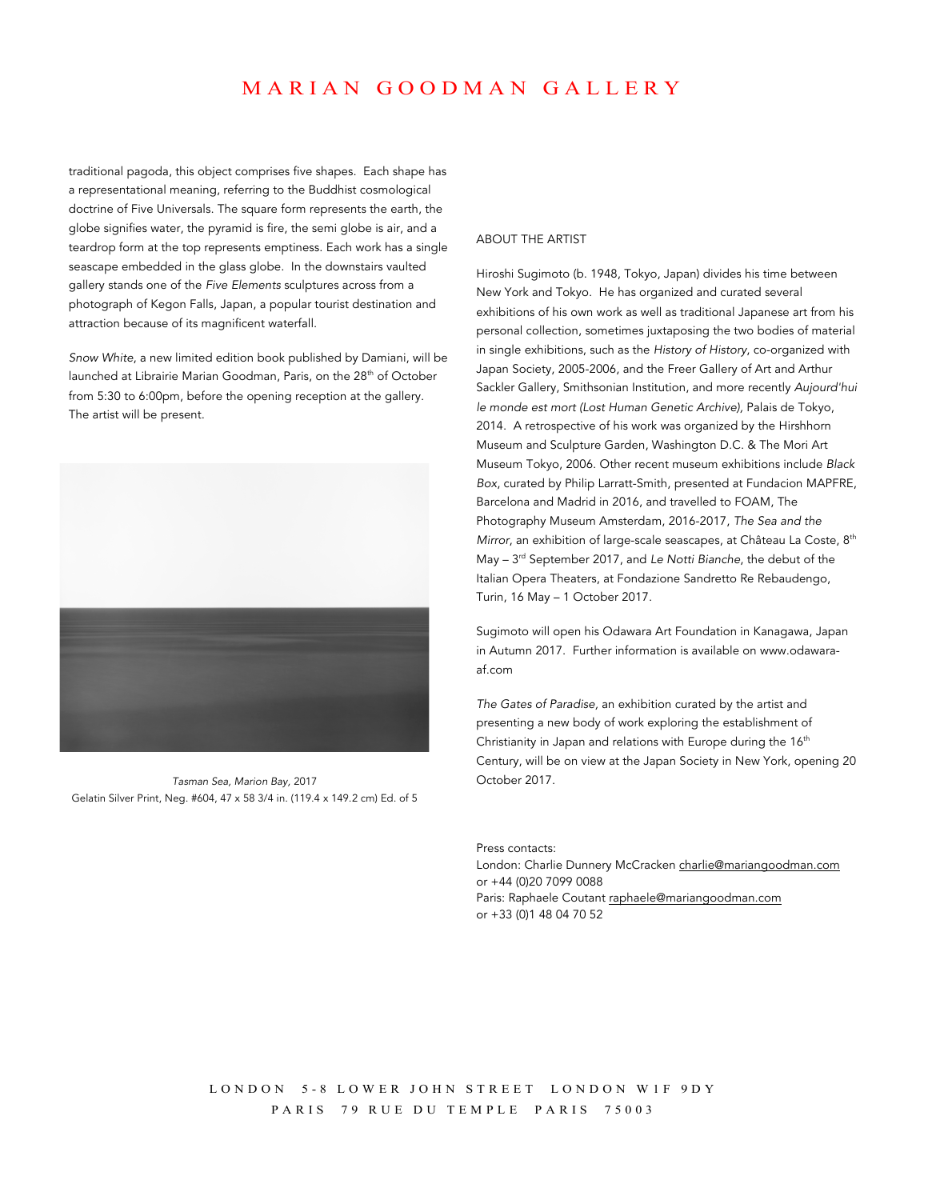traditional pagoda, this object comprises five shapes. Each shape has a representational meaning, referring to the Buddhist cosmological doctrine of Five Universals. The square form represents the earth, the globe signifies water, the pyramid is fire, the semi globe is air, and a teardrop form at the top represents emptiness. Each work has a single seascape embedded in the glass globe. In the downstairs vaulted gallery stands one of the *Five Elements* sculptures across from a photograph of Kegon Falls, Japan, a popular tourist destination and attraction because of its magnificent waterfall.

*Snow White*, a new limited edition book published by Damiani, will be launched at Librairie Marian Goodman, Paris, on the 28th of October from 5:30 to 6:00pm, before the opening reception at the gallery. The artist will be present.

*Tasman Sea, Marion Bay*, 2017
Gelatin Silver Print, Neg. #604, 47 x 58 3/4 in. (119.4 x 149.2 cm) Ed. of 5

ABOUT THE ARTIST

Hiroshi Sugimoto (b. 1948, Tokyo, Japan) divides his time between New York and Tokyo. He has organized and curated several exhibitions of his own work as well as traditional Japanese art from his personal collection, sometimes juxtaposing the two bodies of material in single exhibitions, such as the *History of History*, co-organized with Japan Society, 2005-2006, and the Freer Gallery of Art and Arthur Sackler Gallery, Smithsonian Institution, and more recently *Aujourd'hui le monde est mort (Lost Human Genetic Archive)*, Palais de Tokyo, 2014. A retrospective of his work was organized by the Hirshhorn Museum and Sculpture Garden, Washington D.C. & The Mori Art Museum Tokyo, 2006. Other recent museum exhibitions include *Black Box*, curated by Philip Larratt-Smith, presented at Fundacion MAPFRE, Barcelona and Madrid in 2016, and travelled to FOAM, The Photography Museum Amsterdam, 2016-2017, *The Sea and the Mirror*, an exhibition of large-scale seascapes, at Château La Coste, 8th May – 3rd September 2017, and *Le Notti Bianche*, the debut of the Italian Opera Theaters, at Fondazione Sandretto Re Rebaudengo, Turin, 16 May – 1 October 2017.

Sugimoto will open his Odawara Art Foundation in Kanagawa, Japan in Autumn 2017. Further information is available on www.odawara-af.com

*The Gates of Paradise*, an exhibition curated by the artist and presenting a new body of work exploring the establishment of Christianity in Japan and relations with Europe during the 16th Century, will be on view at the Japan Society in New York, opening 20 October 2017.

Press contacts:
London: Charlie Dunnery McCracken charlie@mariangoodman.com or +44 (0)20 7099 0088
Paris: Raphaele Coutant raphaele@mariangoodman.com or +33 (0)1 48 04 70 52